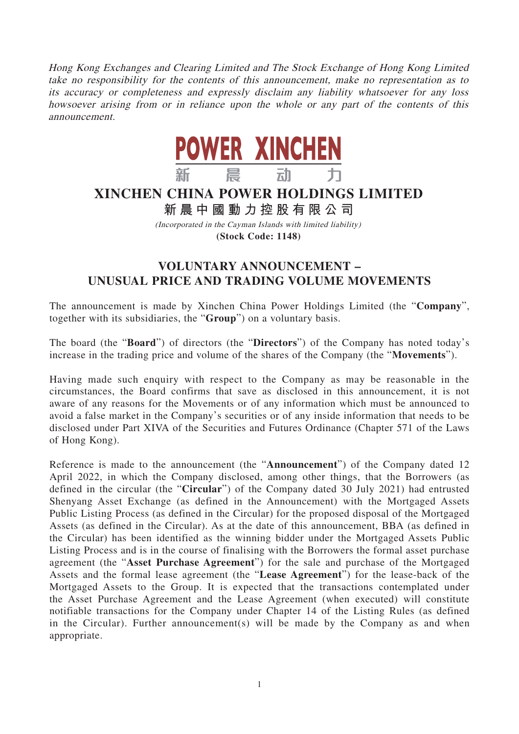*Hong Kong Exchanges and Clearing Limited and The Stock Exchange of Hong Kong Limited take no responsibility for the contents of this announcement, make no representation as to its accuracy or completeness and expressly disclaim any liability whatsoever for any loss howsoever arising from or in reliance upon the whole or any part of the contents of this announcement.*

POWER XINCHEN
新 晨 动 力

# XINCHEN CHINA POWER HOLDINGS LIMITED
# 新晨中國動力控股有限公司

*(Incorporated in the Cayman Islands with limited liability)*
**(Stock Code: 1148)**

## VOLUNTARY ANNOUNCEMENT – UNUSUAL PRICE AND TRADING VOLUME MOVEMENTS

The announcement is made by Xinchen China Power Holdings Limited (the "**Company**", together with its subsidiaries, the "**Group**") on a voluntary basis.

The board (the "**Board**") of directors (the "**Directors**") of the Company has noted today's increase in the trading price and volume of the shares of the Company (the "**Movements**").

Having made such enquiry with respect to the Company as may be reasonable in the circumstances, the Board confirms that save as disclosed in this announcement, it is not aware of any reasons for the Movements or of any information which must be announced to avoid a false market in the Company's securities or of any inside information that needs to be disclosed under Part XIVA of the Securities and Futures Ordinance (Chapter 571 of the Laws of Hong Kong).

Reference is made to the announcement (the "**Announcement**") of the Company dated 12 April 2022, in which the Company disclosed, among other things, that the Borrowers (as defined in the circular (the "**Circular**") of the Company dated 30 July 2021) had entrusted Shenyang Asset Exchange (as defined in the Announcement) with the Mortgaged Assets Public Listing Process (as defined in the Circular) for the proposed disposal of the Mortgaged Assets (as defined in the Circular). As at the date of this announcement, BBA (as defined in the Circular) has been identified as the winning bidder under the Mortgaged Assets Public Listing Process and is in the course of finalising with the Borrowers the formal asset purchase agreement (the "**Asset Purchase Agreement**") for the sale and purchase of the Mortgaged Assets and the formal lease agreement (the "**Lease Agreement**") for the lease-back of the Mortgaged Assets to the Group. It is expected that the transactions contemplated under the Asset Purchase Agreement and the Lease Agreement (when executed) will constitute notifiable transactions for the Company under Chapter 14 of the Listing Rules (as defined in the Circular). Further announcement(s) will be made by the Company as and when appropriate.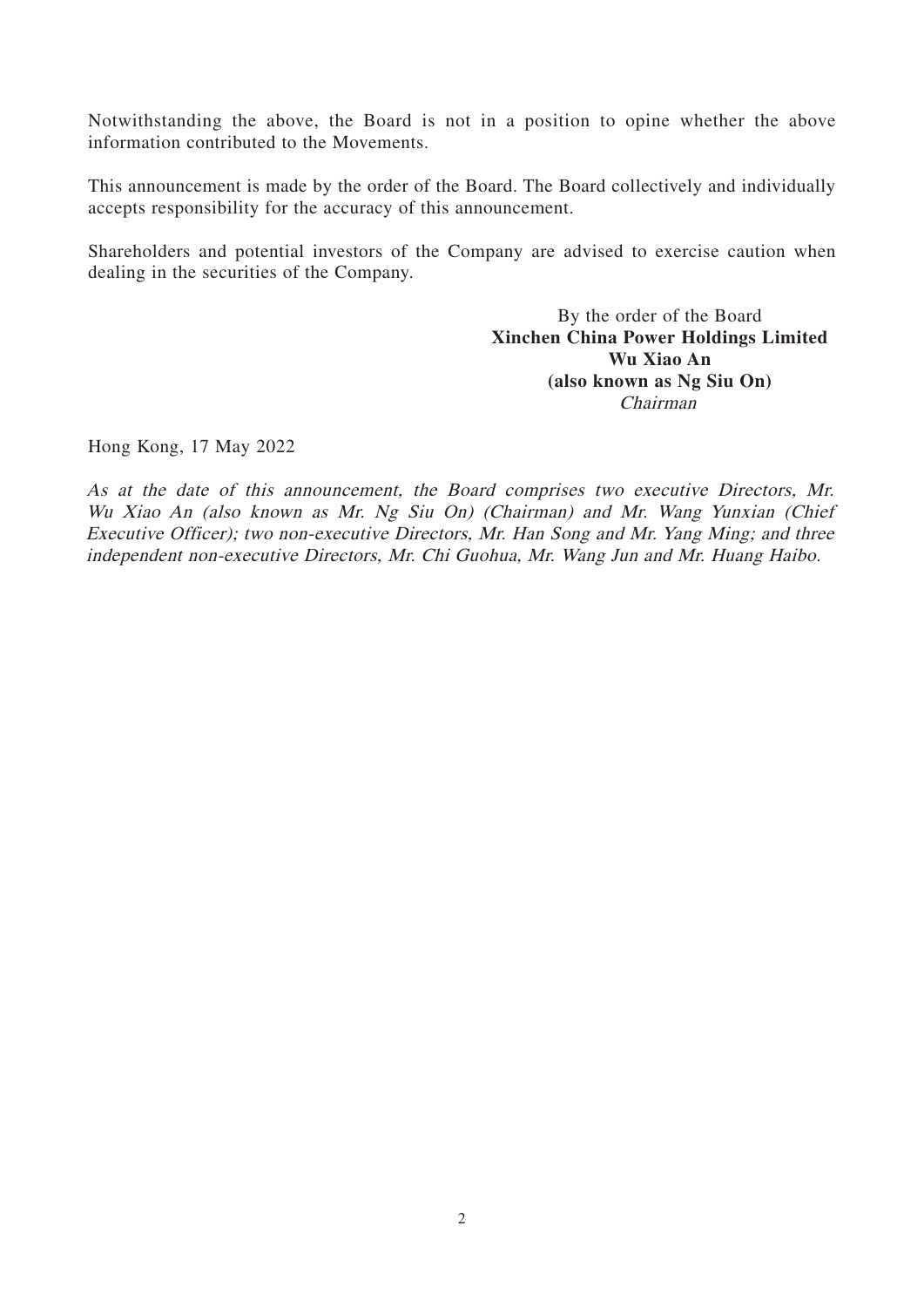Notwithstanding the above, the Board is not in a position to opine whether the above information contributed to the Movements.

This announcement is made by the order of the Board. The Board collectively and individually accepts responsibility for the accuracy of this announcement.

Shareholders and potential investors of the Company are advised to exercise caution when dealing in the securities of the Company.

By the order of the Board
**Xinchen China Power Holdings Limited**
**Wu Xiao An**
**(also known as Ng Siu On)**
*Chairman*

Hong Kong, 17 May 2022

*As at the date of this announcement, the Board comprises two executive Directors, Mr. Wu Xiao An (also known as Mr. Ng Siu On) (Chairman) and Mr. Wang Yunxian (Chief Executive Officer); two non-executive Directors, Mr. Han Song and Mr. Yang Ming; and three independent non-executive Directors, Mr. Chi Guohua, Mr. Wang Jun and Mr. Huang Haibo.*